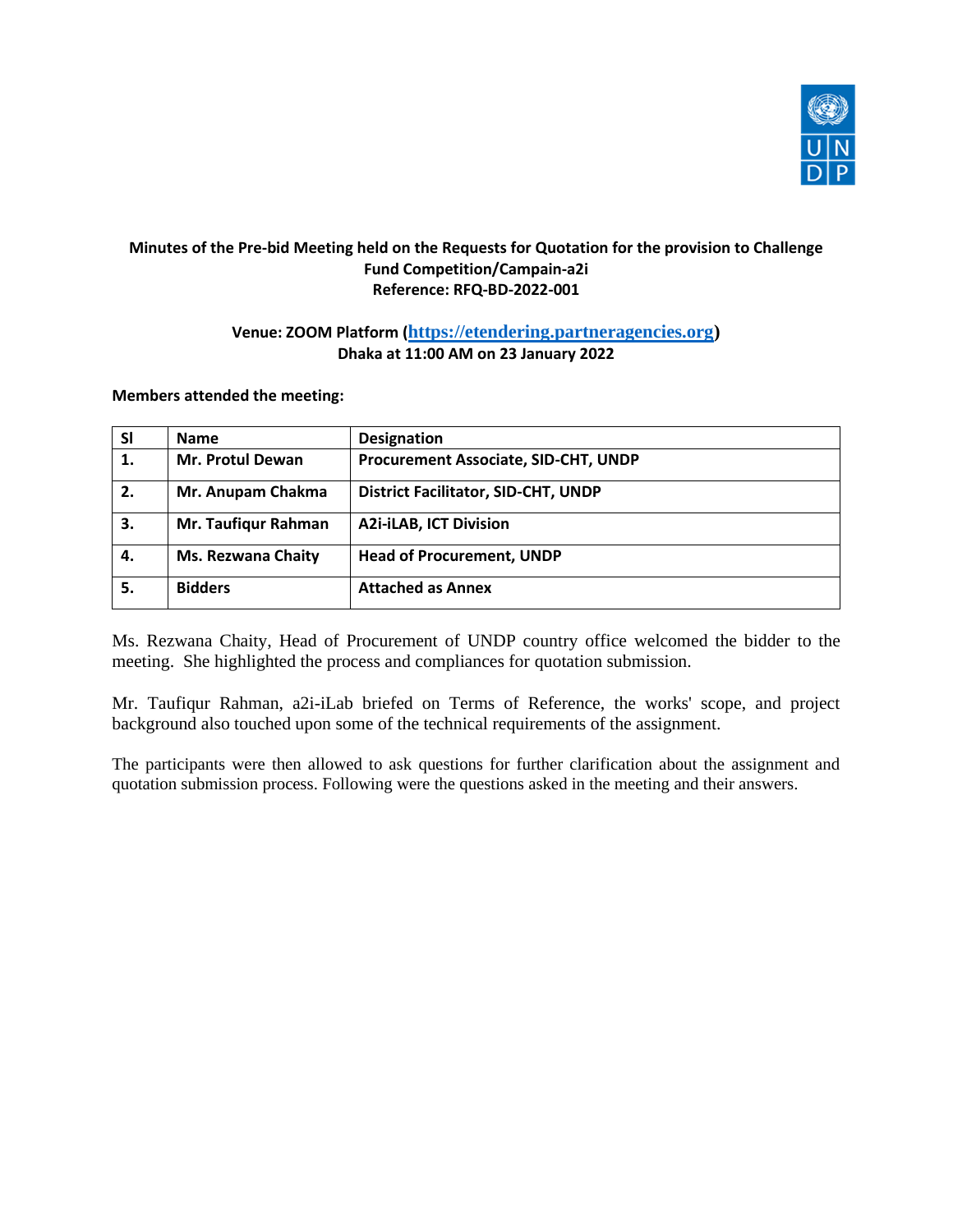**Minutes of the Pre-bid Meeting held on the Requests for Quotation for the provision to Challenge Fund Competition/Campain-a2i**
**Reference: RFQ-BD-2022-001**

**Venue: ZOOM Platform (https://etendering.partneragencies.org)**
**Dhaka at 11:00 AM on 23 January 2022**

**Members attended the meeting:**

| Sl | Name | Designation |
|---|---|---|
| 1. | Mr. Protul Dewan | Procurement Associate, SID-CHT, UNDP |
| 2. | Mr. Anupam Chakma | District Facilitator, SID-CHT, UNDP |
| 3. | Mr. Taufiqur Rahman | A2i-iLAB, ICT Division |
| 4. | Ms. Rezwana Chaity | Head of Procurement, UNDP |
| 5. | Bidders | Attached as Annex |

Ms. Rezwana Chaity, Head of Procurement of UNDP country office welcomed the bidder to the meeting. She highlighted the process and compliances for quotation submission.

Mr. Taufiqur Rahman, a2i-iLab briefed on Terms of Reference, the works' scope, and project background also touched upon some of the technical requirements of the assignment.

The participants were then allowed to ask questions for further clarification about the assignment and quotation submission process. Following were the questions asked in the meeting and their answers.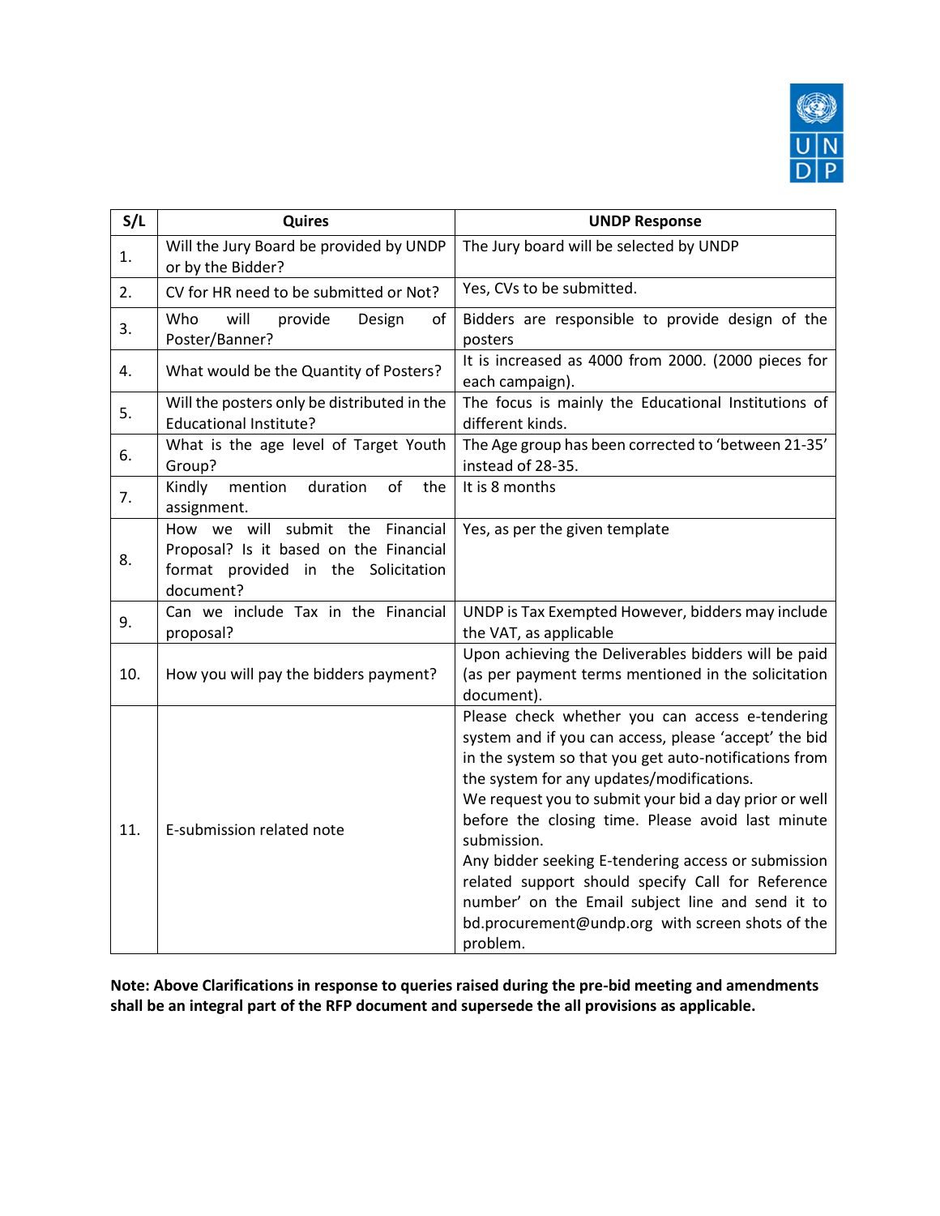| S/L | Quires | UNDP Response |
| --- | --- | --- |
| 1. | Will the Jury Board be provided by UNDP or by the Bidder? | The Jury board will be selected by UNDP |
| 2. | CV for HR need to be submitted or Not? | Yes, CVs to be submitted. |
| 3. | Who will provide Design of Poster/Banner? | Bidders are responsible to provide design of the posters |
| 4. | What would be the Quantity of Posters? | It is increased as 4000 from 2000. (2000 pieces for each campaign). |
| 5. | Will the posters only be distributed in the Educational Institute? | The focus is mainly the Educational Institutions of different kinds. |
| 6. | What is the age level of Target Youth Group? | The Age group has been corrected to 'between 21-35' instead of 28-35. |
| 7. | Kindly mention duration of the assignment. | It is 8 months |
| 8. | How we will submit the Financial Proposal? Is it based on the Financial format provided in the Solicitation document? | Yes, as per the given template |
| 9. | Can we include Tax in the Financial proposal? | UNDP is Tax Exempted However, bidders may include the VAT, as applicable |
| 10. | How you will pay the bidders payment? | Upon achieving the Deliverables bidders will be paid (as per payment terms mentioned in the solicitation document). |
| 11. | E-submission related note | Please check whether you can access e-tendering system and if you can access, please 'accept' the bid in the system so that you get auto-notifications from the system for any updates/modifications.<br>We request you to submit your bid a day prior or well before the closing time. Please avoid last minute submission.<br>Any bidder seeking E-tendering access or submission related support should specify Call for Reference number' on the Email subject line and send it to bd.procurement@undp.org with screen shots of the problem. |

**Note: Above Clarifications in response to queries raised during the pre-bid meeting and amendments shall be an integral part of the RFP document and supersede the all provisions as applicable.**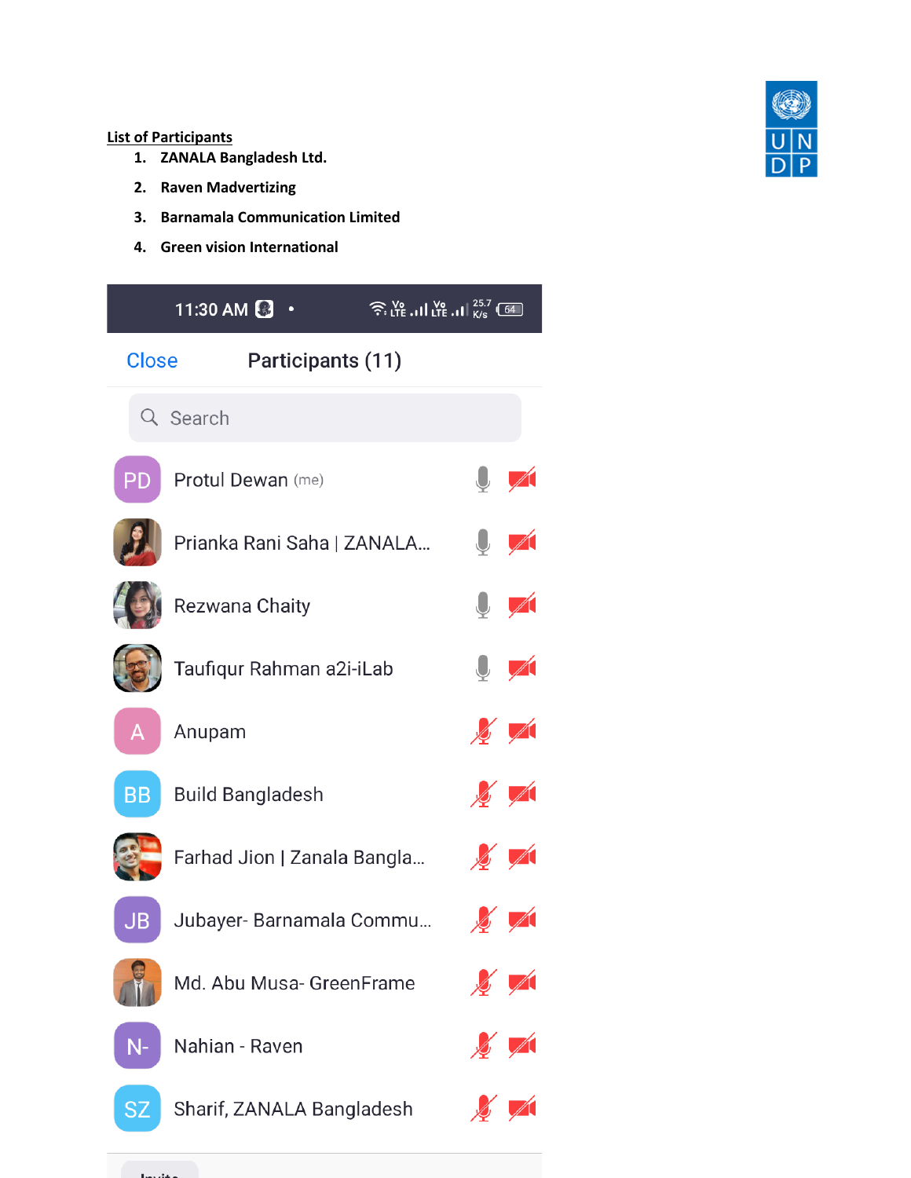**List of Participants**

1. **ZANALA Bangladesh Ltd.**
2. **Raven Madvertizing**
3. **Barnamala Communication Limited**
4. **Green vision International**

11:30 AM

Close

Participants (11)

Search

Protul Dewan (me)

Prianka Rani Saha | ZANALA...

Rezwana Chaity

Taufiqur Rahman a2i-iLab

Anupam

Build Bangladesh

Farhad Jion | Zanala Bangla...

Jubayer- Barnamala Commu...

Md. Abu Musa- GreenFrame

Nahian - Raven

Sharif, ZANALA Bangladesh